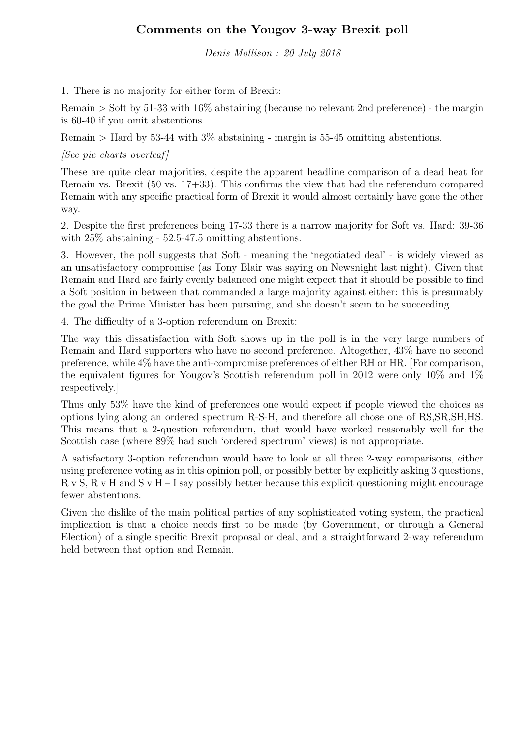# Comments on the Yougov 3-way Brexit poll

*Denis Mollison : 20 July 2018*

1. There is no majority for either form of Brexit:

Remain > Soft by 51-33 with 16% abstaining (because no relevant 2nd preference) - the margin is 60-40 if you omit abstentions.

Remain > Hard by 53-44 with 3% abstaining - margin is 55-45 omitting abstentions.

*[See pie charts overleaf]*

These are quite clear majorities, despite the apparent headline comparison of a dead heat for Remain vs. Brexit (50 vs. 17+33). This confirms the view that had the referendum compared Remain with any specific practical form of Brexit it would almost certainly have gone the other way.

2. Despite the first preferences being 17-33 there is a narrow majority for Soft vs. Hard: 39-36 with 25% abstaining - 52.5-47.5 omitting abstentions.

3. However, the poll suggests that Soft - meaning the 'negotiated deal' - is widely viewed as an unsatisfactory compromise (as Tony Blair was saying on Newsnight last night). Given that Remain and Hard are fairly evenly balanced one might expect that it should be possible to find a Soft position in between that commanded a large majority against either: this is presumably the goal the Prime Minister has been pursuing, and she doesn't seem to be succeeding.

4. The difficulty of a 3-option referendum on Brexit:

The way this dissatisfaction with Soft shows up in the poll is in the very large numbers of Remain and Hard supporters who have no second preference. Altogether, 43% have no second preference, while 4% have the anti-compromise preferences of either RH or HR. [For comparison, the equivalent figures for Yougov's Scottish referendum poll in 2012 were only 10% and 1% respectively.]

Thus only 53% have the kind of preferences one would expect if people viewed the choices as options lying along an ordered spectrum R-S-H, and therefore all chose one of RS,SR,SH,HS. This means that a 2-question referendum, that would have worked reasonably well for the Scottish case (where 89% had such 'ordered spectrum' views) is not appropriate.

A satisfactory 3-option referendum would have to look at all three 2-way comparisons, either using preference voting as in this opinion poll, or possibly better by explicitly asking 3 questions, R v S, R v H and S v H – I say possibly better because this explicit questioning might encourage fewer abstentions.

Given the dislike of the main political parties of any sophisticated voting system, the practical implication is that a choice needs first to be made (by Government, or through a General Election) of a single specific Brexit proposal or deal, and a straightforward 2-way referendum held between that option and Remain.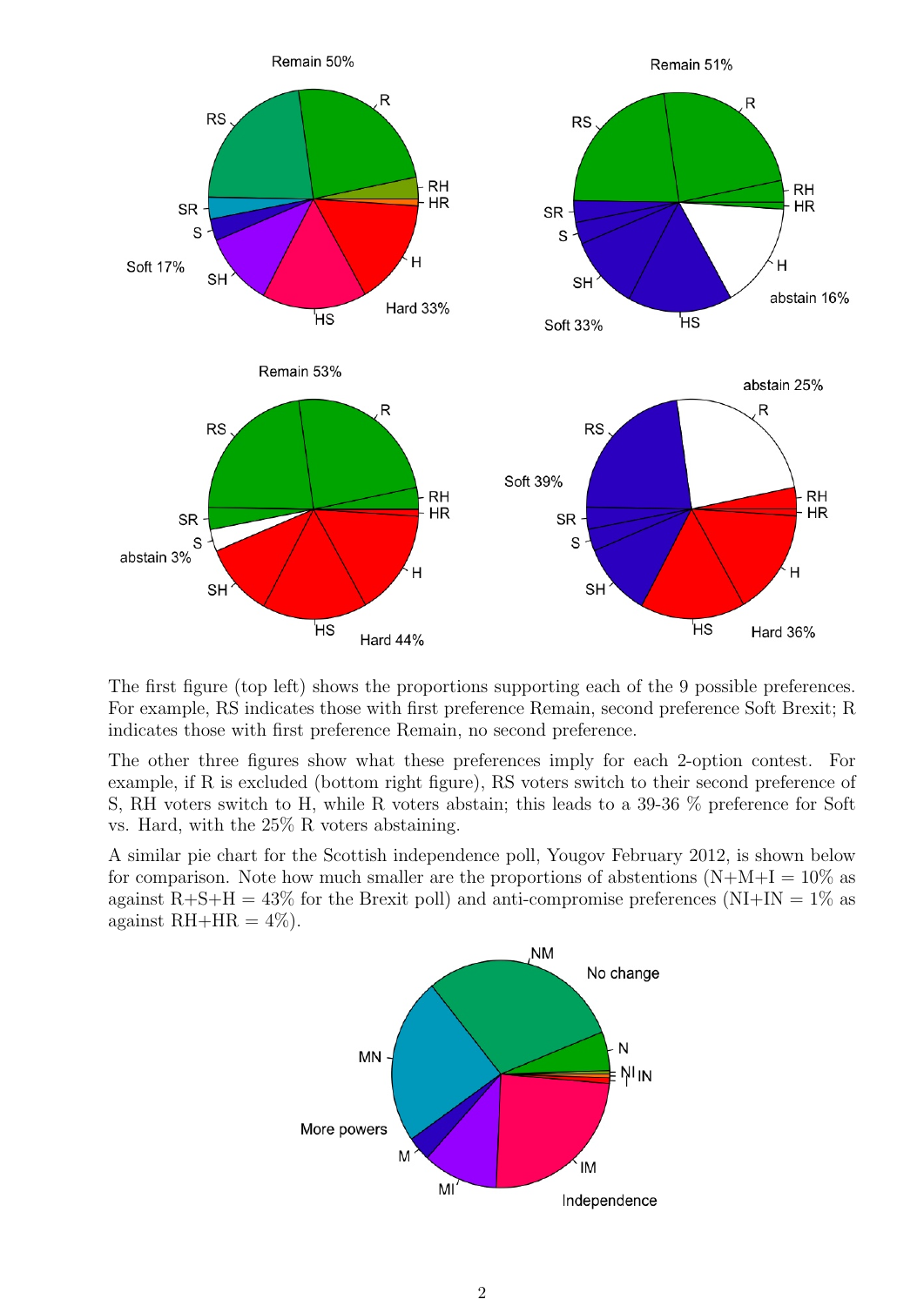Remain 50%

R

RS

RH

HR

SR

S

H

Soft 17%

SH

HS

Hard 33%

Remain 51%

R

RS

RH

HR

SR

S

H

SH

abstain 16%

HS

Soft 33%

Remain 53%

R

RS

RH

HR

SR

S

abstain 3%

H

SH

HS

Hard 44%

abstain 25%

R

RS

Soft 39%

RH

HR

SR

S

H

SH

HS

Hard 36%

The first figure (top left) shows the proportions supporting each of the 9 possible preferences. For example, RS indicates those with first preference Remain, second preference Soft Brexit; R indicates those with first preference Remain, no second preference.

The other three figures show what these preferences imply for each 2-option contest. For example, if R is excluded (bottom right figure), RS voters switch to their second preference of S, RH voters switch to H, while R voters abstain; this leads to a 39-36 % preference for Soft vs. Hard, with the 25% R voters abstaining.

A similar pie chart for the Scottish independence poll, Yougov February 2012, is shown below for comparison. Note how much smaller are the proportions of abstentions (N+M+I = 10% as against R+S+H = 43% for the Brexit poll) and anti-compromise preferences (NI+IN = 1% as against RH+HR = 4%).

NM

No change

N

NI

I

IN

MN

More powers

M

IM

MI

Independence